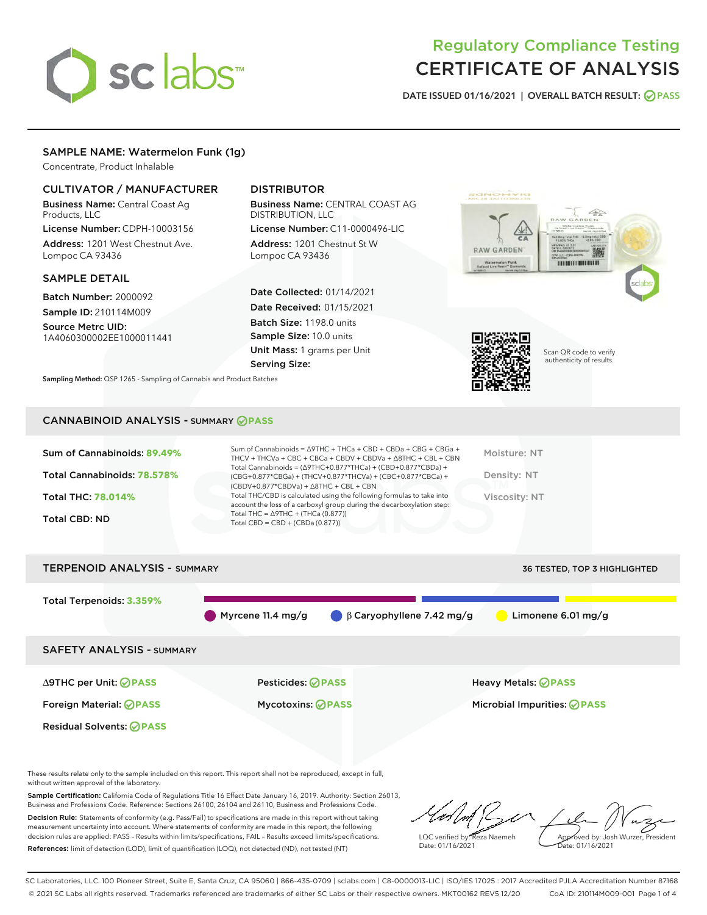# Regulatory Compliance Testing
# CERTIFICATE OF ANALYSIS

DATE ISSUED 01/16/2021 | OVERALL BATCH RESULT: PASS

## SAMPLE NAME: Watermelon Funk (1g)

Concentrate, Product Inhalable

### CULTIVATOR / MANUFACTURER

**Business Name:** Central Coast Ag Products, LLC

**License Number:** CDPH-10003156

**Address:** 1201 West Chestnut Ave. Lompoc CA 93436

### DISTRIBUTOR

**Business Name:** CENTRAL COAST AG DISTRIBUTION, LLC

**License Number:** C11-0000496-LIC

**Address:** 1201 Chestnut St W Lompoc CA 93436

### SAMPLE DETAIL

**Batch Number:** 2000092

**Sample ID:** 210114M009

**Source Metrc UID:** 1A4060300002EE1000011441

**Date Collected:** 01/14/2021

**Date Received:** 01/15/2021

**Batch Size:** 1198.0 units

**Sample Size:** 10.0 units

**Unit Mass:** 1 grams per Unit

**Serving Size:**

Scan QR code to verify authenticity of results.

**Sampling Method:** QSP 1265 - Sampling of Cannabis and Product Batches

## CANNABINOID ANALYSIS - SUMMARY PASS

**Sum of Cannabinoids:** 89.49%

**Total Cannabinoids:** 78.578%

**Total THC:** 78.014%

**Total CBD:** ND

Sum of Cannabinoids = Δ9THC + THCa + CBD + CBDa + CBG + CBGa + THCV + THCVa + CBC + CBCa + CBDV + CBDVa + Δ8THC + CBL + CBN

Total Cannabinoids = (Δ9THC+0.877*THCa) + (CBD+0.877*CBDa) + (CBG+0.877*CBGa) + (THCV+0.877*THCVa) + (CBC+0.877*CBCa) + (CBDV+0.877*CBDVa) + Δ8THC + CBL + CBN

Total THC/CBD is calculated using the following formulas to take into account the loss of a carboxyl group during the decarboxylation step:

Total THC = Δ9THC + (THCa (0.877))

Total CBD = CBD + (CBDa (0.877))

Moisture: NT

Density: NT

Viscosity: NT

## TERPENOID ANALYSIS - SUMMARY

36 TESTED, TOP 3 HIGHLIGHTED

**Total Terpenoids:** 3.359%

- Myrcene 11.4 mg/g
- β Caryophyllene 7.42 mg/g
- Limonene 6.01 mg/g

## SAFETY ANALYSIS - SUMMARY

Δ9THC per Unit: PASS

Foreign Material: PASS

Residual Solvents: PASS

Pesticides: PASS

Mycotoxins: PASS

Heavy Metals: PASS

Microbial Impurities: PASS

These results relate only to the sample included on this report. This report shall not be reproduced, except in full, without written approval of the laboratory.

**Sample Certification:** California Code of Regulations Title 16 Effect Date January 16, 2019. Authority: Section 26013, Business and Professions Code. Reference: Sections 26100, 26104 and 26110, Business and Professions Code.

**Decision Rule:** Statements of conformity (e.g. Pass/Fail) to specifications are made in this report without taking measurement uncertainty into account. Where statements of conformity are made in this report, the following decision rules are applied: PASS – Results within limits/specifications, FAIL – Results exceed limits/specifications.

**References:** limit of detection (LOD), limit of quantification (LOQ), not detected (ND), not tested (NT)

LQC verified by: Reza Naemeh
Date: 01/16/2021

Approved by: Josh Wurzer, President
Date: 01/16/2021

SC Laboratories, LLC. 100 Pioneer Street, Suite E, Santa Cruz, CA 95060 | 866-435-0709 | sclabs.com | C8-0000013-LIC | ISO/IES 17025 : 2017 Accredited PJLA Accreditation Number 87168

© 2021 SC Labs all rights reserved. Trademarks referenced are trademarks of either SC Labs or their respective owners. MKT00162 REV5 12/20 CoA ID: 210114M009-001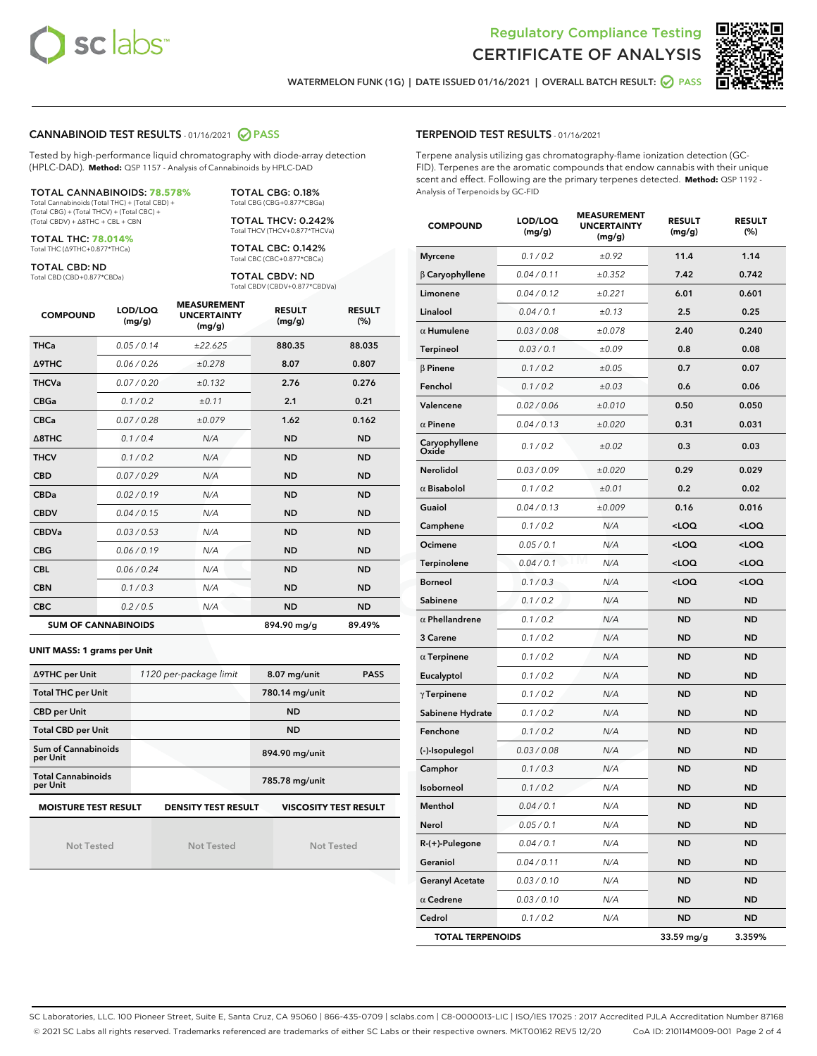# Regulatory Compliance Testing
# CERTIFICATE OF ANALYSIS

WATERMELON FUNK (1G) | DATE ISSUED 01/16/2021 | OVERALL BATCH RESULT: PASS

## CANNABINOID TEST RESULTS - 01/16/2021 PASS

Tested by high-performance liquid chromatography with diode-array detection (HPLC-DAD). **Method:** QSP 1157 - Analysis of Cannabinoids by HPLC-DAD

**TOTAL CANNABINOIDS: 78.578%**
Total Cannabinoids (Total THC) + (Total CBD) + (Total CBG) + (Total THCV) + (Total CBC) + (Total CBDV) + Δ8THC + CBL + CBN

**TOTAL THC: 78.014%**
Total THC (Δ9THC+0.877*THCa)

**TOTAL CBD: ND**
Total CBD (CBD+0.877*CBDa)

**TOTAL CBG: 0.18%**
Total CBG (CBG+0.877*CBGa)

**TOTAL THCV: 0.242%**
Total THCV (THCV+0.877*THCVa)

**TOTAL CBC: 0.142%**
Total CBC (CBC+0.877*CBCa)

**TOTAL CBDV: ND**
Total CBDV (CBDV+0.877*CBDVa)

| COMPOUND | LOD/LOQ (mg/g) | MEASUREMENT UNCERTAINTY (mg/g) | RESULT (mg/g) | RESULT (%) |
|---|---|---|---|---|
| THCa | 0.05 / 0.14 | ±22.625 | 880.35 | 88.035 |
| Δ9THC | 0.06 / 0.26 | ±0.278 | 8.07 | 0.807 |
| THCVa | 0.07 / 0.20 | ±0.132 | 2.76 | 0.276 |
| CBGa | 0.1 / 0.2 | ±0.11 | 2.1 | 0.21 |
| CBCa | 0.07 / 0.28 | ±0.079 | 1.62 | 0.162 |
| Δ8THC | 0.1 / 0.4 | N/A | ND | ND |
| THCV | 0.1 / 0.2 | N/A | ND | ND |
| CBD | 0.07 / 0.29 | N/A | ND | ND |
| CBDa | 0.02 / 0.19 | N/A | ND | ND |
| CBDV | 0.04 / 0.15 | N/A | ND | ND |
| CBDVa | 0.03 / 0.53 | N/A | ND | ND |
| CBG | 0.06 / 0.19 | N/A | ND | ND |
| CBL | 0.06 / 0.24 | N/A | ND | ND |
| CBN | 0.1 / 0.3 | N/A | ND | ND |
| CBC | 0.2 / 0.5 | N/A | ND | ND |
| **SUM OF CANNABINOIDS** | | | 894.90 mg/g | 89.49% |

**UNIT MASS: 1 grams per Unit**

| | | | |
|---|---|---|---|
| Δ9THC per Unit | 1120 per-package limit | 8.07 mg/unit | PASS |
| Total THC per Unit | | 780.14 mg/unit | |
| CBD per Unit | | ND | |
| Total CBD per Unit | | ND | |
| Sum of Cannabinoids per Unit | | 894.90 mg/unit | |
| Total Cannabinoids per Unit | | 785.78 mg/unit | |

| MOISTURE TEST RESULT | DENSITY TEST RESULT | VISCOSITY TEST RESULT |
|---|---|---|
| Not Tested | Not Tested | Not Tested |

## TERPENOID TEST RESULTS - 01/16/2021

Terpene analysis utilizing gas chromatography-flame ionization detection (GC-FID). Terpenes are the aromatic compounds that endow cannabis with their unique scent and effect. Following are the primary terpenes detected. **Method:** QSP 1192 - Analysis of Terpenoids by GC-FID

| COMPOUND | LOD/LOQ (mg/g) | MEASUREMENT UNCERTAINTY (mg/g) | RESULT (mg/g) | RESULT (%) |
|---|---|---|---|---|
| Myrcene | 0.1 / 0.2 | ±0.92 | 11.4 | 1.14 |
| β Caryophyllene | 0.04 / 0.11 | ±0.352 | 7.42 | 0.742 |
| Limonene | 0.04 / 0.12 | ±0.221 | 6.01 | 0.601 |
| Linalool | 0.04 / 0.1 | ±0.13 | 2.5 | 0.25 |
| α Humulene | 0.03 / 0.08 | ±0.078 | 2.40 | 0.240 |
| Terpineol | 0.03 / 0.1 | ±0.09 | 0.8 | 0.08 |
| β Pinene | 0.1 / 0.2 | ±0.05 | 0.7 | 0.07 |
| Fenchol | 0.1 / 0.2 | ±0.03 | 0.6 | 0.06 |
| Valencene | 0.02 / 0.06 | ±0.010 | 0.50 | 0.050 |
| α Pinene | 0.04 / 0.13 | ±0.020 | 0.31 | 0.031 |
| Caryophyllene Oxide | 0.1 / 0.2 | ±0.02 | 0.3 | 0.03 |
| Nerolidol | 0.03 / 0.09 | ±0.020 | 0.29 | 0.029 |
| α Bisabolol | 0.1 / 0.2 | ±0.01 | 0.2 | 0.02 |
| Guaiol | 0.04 / 0.13 | ±0.009 | 0.16 | 0.016 |
| Camphene | 0.1 / 0.2 | N/A | <LOQ | <LOQ |
| Ocimene | 0.05 / 0.1 | N/A | <LOQ | <LOQ |
| Terpinolene | 0.04 / 0.1 | N/A | <LOQ | <LOQ |
| Borneol | 0.1 / 0.3 | N/A | <LOQ | <LOQ |
| Sabinene | 0.1 / 0.2 | N/A | ND | ND |
| α Phellandrene | 0.1 / 0.2 | N/A | ND | ND |
| 3 Carene | 0.1 / 0.2 | N/A | ND | ND |
| α Terpinene | 0.1 / 0.2 | N/A | ND | ND |
| Eucalyptol | 0.1 / 0.2 | N/A | ND | ND |
| γ Terpinene | 0.1 / 0.2 | N/A | ND | ND |
| Sabinene Hydrate | 0.1 / 0.2 | N/A | ND | ND |
| Fenchone | 0.1 / 0.2 | N/A | ND | ND |
| (-)-Isopulegol | 0.03 / 0.08 | N/A | ND | ND |
| Camphor | 0.1 / 0.3 | N/A | ND | ND |
| Isoborneol | 0.1 / 0.2 | N/A | ND | ND |
| Menthol | 0.04 / 0.1 | N/A | ND | ND |
| Nerol | 0.05 / 0.1 | N/A | ND | ND |
| R-(+)-Pulegone | 0.04 / 0.1 | N/A | ND | ND |
| Geraniol | 0.04 / 0.11 | N/A | ND | ND |
| Geranyl Acetate | 0.03 / 0.10 | N/A | ND | ND |
| α Cedrene | 0.03 / 0.10 | N/A | ND | ND |
| Cedrol | 0.1 / 0.2 | N/A | ND | ND |
| **TOTAL TERPENOIDS** | | | 33.59 mg/g | 3.359% |

SC Laboratories, LLC. 100 Pioneer Street, Suite E, Santa Cruz, CA 95060 | 866-435-0709 | sclabs.com | C8-0000013-LIC | ISO/IES 17025 : 2017 Accredited PJLA Accreditation Number 87168
© 2021 SC Labs all rights reserved. Trademarks referenced are trademarks of either SC Labs or their respective owners. MKT00162 REV5 12/20 CoA ID: 210114M009-001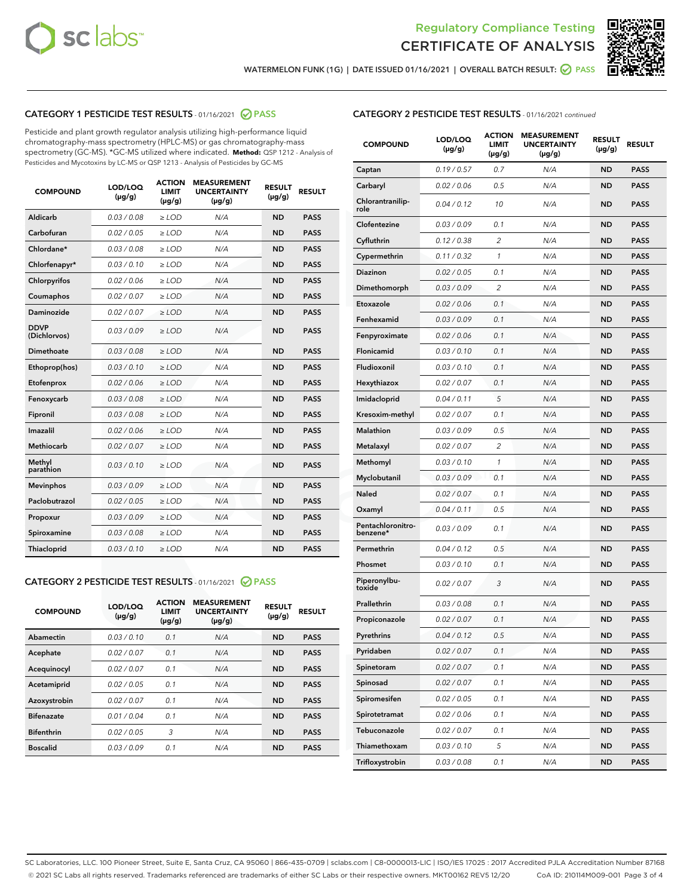Regulatory Compliance Testing

# CERTIFICATE OF ANALYSIS

WATERMELON FUNK (1G) | DATE ISSUED 01/16/2021 | OVERALL BATCH RESULT: PASS

## CATEGORY 1 PESTICIDE TEST RESULTS - 01/16/2021 PASS

Pesticide and plant growth regulator analysis utilizing high-performance liquid chromatography-mass spectrometry (HPLC-MS) or gas chromatography-mass spectrometry (GC-MS). *GC-MS utilized where indicated. **Method:** QSP 1212 - Analysis of Pesticides and Mycotoxins by LC-MS or QSP 1213 - Analysis of Pesticides by GC-MS

| COMPOUND | LOD/LOQ (µg/g) | ACTION LIMIT (µg/g) | MEASUREMENT UNCERTAINTY (µg/g) | RESULT (µg/g) | RESULT |
|---|---|---|---|---|---|
| Aldicarb | 0.03 / 0.08 | ≥ LOD | N/A | ND | PASS |
| Carbofuran | 0.02 / 0.05 | ≥ LOD | N/A | ND | PASS |
| Chlordane* | 0.03 / 0.08 | ≥ LOD | N/A | ND | PASS |
| Chlorfenapyr* | 0.03 / 0.10 | ≥ LOD | N/A | ND | PASS |
| Chlorpyrifos | 0.02 / 0.06 | ≥ LOD | N/A | ND | PASS |
| Coumaphos | 0.02 / 0.07 | ≥ LOD | N/A | ND | PASS |
| Daminozide | 0.02 / 0.07 | ≥ LOD | N/A | ND | PASS |
| DDVP (Dichlorvos) | 0.03 / 0.09 | ≥ LOD | N/A | ND | PASS |
| Dimethoate | 0.03 / 0.08 | ≥ LOD | N/A | ND | PASS |
| Ethoprop(hos) | 0.03 / 0.10 | ≥ LOD | N/A | ND | PASS |
| Etofenprox | 0.02 / 0.06 | ≥ LOD | N/A | ND | PASS |
| Fenoxycarb | 0.03 / 0.08 | ≥ LOD | N/A | ND | PASS |
| Fipronil | 0.03 / 0.08 | ≥ LOD | N/A | ND | PASS |
| Imazalil | 0.02 / 0.06 | ≥ LOD | N/A | ND | PASS |
| Methiocarb | 0.02 / 0.07 | ≥ LOD | N/A | ND | PASS |
| Methyl parathion | 0.03 / 0.10 | ≥ LOD | N/A | ND | PASS |
| Mevinphos | 0.03 / 0.09 | ≥ LOD | N/A | ND | PASS |
| Paclobutrazol | 0.02 / 0.05 | ≥ LOD | N/A | ND | PASS |
| Propoxur | 0.03 / 0.09 | ≥ LOD | N/A | ND | PASS |
| Spiroxamine | 0.03 / 0.08 | ≥ LOD | N/A | ND | PASS |
| Thiacloprid | 0.03 / 0.10 | ≥ LOD | N/A | ND | PASS |

## CATEGORY 2 PESTICIDE TEST RESULTS - 01/16/2021 PASS

| COMPOUND | LOD/LOQ (µg/g) | ACTION LIMIT (µg/g) | MEASUREMENT UNCERTAINTY (µg/g) | RESULT (µg/g) | RESULT |
|---|---|---|---|---|---|
| Abamectin | 0.03 / 0.10 | 0.1 | N/A | ND | PASS |
| Acephate | 0.02 / 0.07 | 0.1 | N/A | ND | PASS |
| Acequinocyl | 0.02 / 0.07 | 0.1 | N/A | ND | PASS |
| Acetamiprid | 0.02 / 0.05 | 0.1 | N/A | ND | PASS |
| Azoxystrobin | 0.02 / 0.07 | 0.1 | N/A | ND | PASS |
| Bifenazate | 0.01 / 0.04 | 0.1 | N/A | ND | PASS |
| Bifenthrin | 0.02 / 0.05 | 3 | N/A | ND | PASS |
| Boscalid | 0.03 / 0.09 | 0.1 | N/A | ND | PASS |
| Captan | 0.19 / 0.57 | 0.7 | N/A | ND | PASS |
| Carbaryl | 0.02 / 0.06 | 0.5 | N/A | ND | PASS |
| Chlorantraniliprole | 0.04 / 0.12 | 10 | N/A | ND | PASS |
| Clofentezine | 0.03 / 0.09 | 0.1 | N/A | ND | PASS |
| Cyfluthrin | 0.12 / 0.38 | 2 | N/A | ND | PASS |
| Cypermethrin | 0.11 / 0.32 | 1 | N/A | ND | PASS |
| Diazinon | 0.02 / 0.05 | 0.1 | N/A | ND | PASS |
| Dimethomorph | 0.03 / 0.09 | 2 | N/A | ND | PASS |
| Etoxazole | 0.02 / 0.06 | 0.1 | N/A | ND | PASS |
| Fenhexamid | 0.03 / 0.09 | 0.1 | N/A | ND | PASS |
| Fenpyroximate | 0.02 / 0.06 | 0.1 | N/A | ND | PASS |
| Flonicamid | 0.03 / 0.10 | 0.1 | N/A | ND | PASS |
| Fludioxonil | 0.03 / 0.10 | 0.1 | N/A | ND | PASS |
| Hexythiazox | 0.02 / 0.07 | 0.1 | N/A | ND | PASS |
| Imidacloprid | 0.04 / 0.11 | 5 | N/A | ND | PASS |
| Kresoxim-methyl | 0.02 / 0.07 | 0.1 | N/A | ND | PASS |
| Malathion | 0.03 / 0.09 | 0.5 | N/A | ND | PASS |
| Metalaxyl | 0.02 / 0.07 | 2 | N/A | ND | PASS |
| Methomyl | 0.03 / 0.10 | 1 | N/A | ND | PASS |
| Myclobutanil | 0.03 / 0.09 | 0.1 | N/A | ND | PASS |
| Naled | 0.02 / 0.07 | 0.1 | N/A | ND | PASS |
| Oxamyl | 0.04 / 0.11 | 0.5 | N/A | ND | PASS |
| Pentachloronitrobenzene* | 0.03 / 0.09 | 0.1 | N/A | ND | PASS |
| Permethrin | 0.04 / 0.12 | 0.5 | N/A | ND | PASS |
| Phosmet | 0.03 / 0.10 | 0.1 | N/A | ND | PASS |
| Piperonylbutoxide | 0.02 / 0.07 | 3 | N/A | ND | PASS |
| Prallethrin | 0.03 / 0.08 | 0.1 | N/A | ND | PASS |
| Propiconazole | 0.02 / 0.07 | 0.1 | N/A | ND | PASS |
| Pyrethrins | 0.04 / 0.12 | 0.5 | N/A | ND | PASS |
| Pyridaben | 0.02 / 0.07 | 0.1 | N/A | ND | PASS |
| Spinetoram | 0.02 / 0.07 | 0.1 | N/A | ND | PASS |
| Spinosad | 0.02 / 0.07 | 0.1 | N/A | ND | PASS |
| Spiromesifen | 0.02 / 0.05 | 0.1 | N/A | ND | PASS |
| Spirotetramat | 0.02 / 0.06 | 0.1 | N/A | ND | PASS |
| Tebuconazole | 0.02 / 0.07 | 0.1 | N/A | ND | PASS |
| Thiamethoxam | 0.03 / 0.10 | 5 | N/A | ND | PASS |
| Trifloxystrobin | 0.03 / 0.08 | 0.1 | N/A | ND | PASS |

SC Laboratories, LLC. 100 Pioneer Street, Suite E, Santa Cruz, CA 95060 | 866-435-0709 | sclabs.com | C8-0000013-LIC | ISO/IES 17025 : 2017 Accredited PJLA Accreditation Number 87168
© 2021 SC Labs all rights reserved. Trademarks referenced are trademarks of either SC Labs or their respective owners. MKT00162 REV5 12/20 CoA ID: 210114M009-001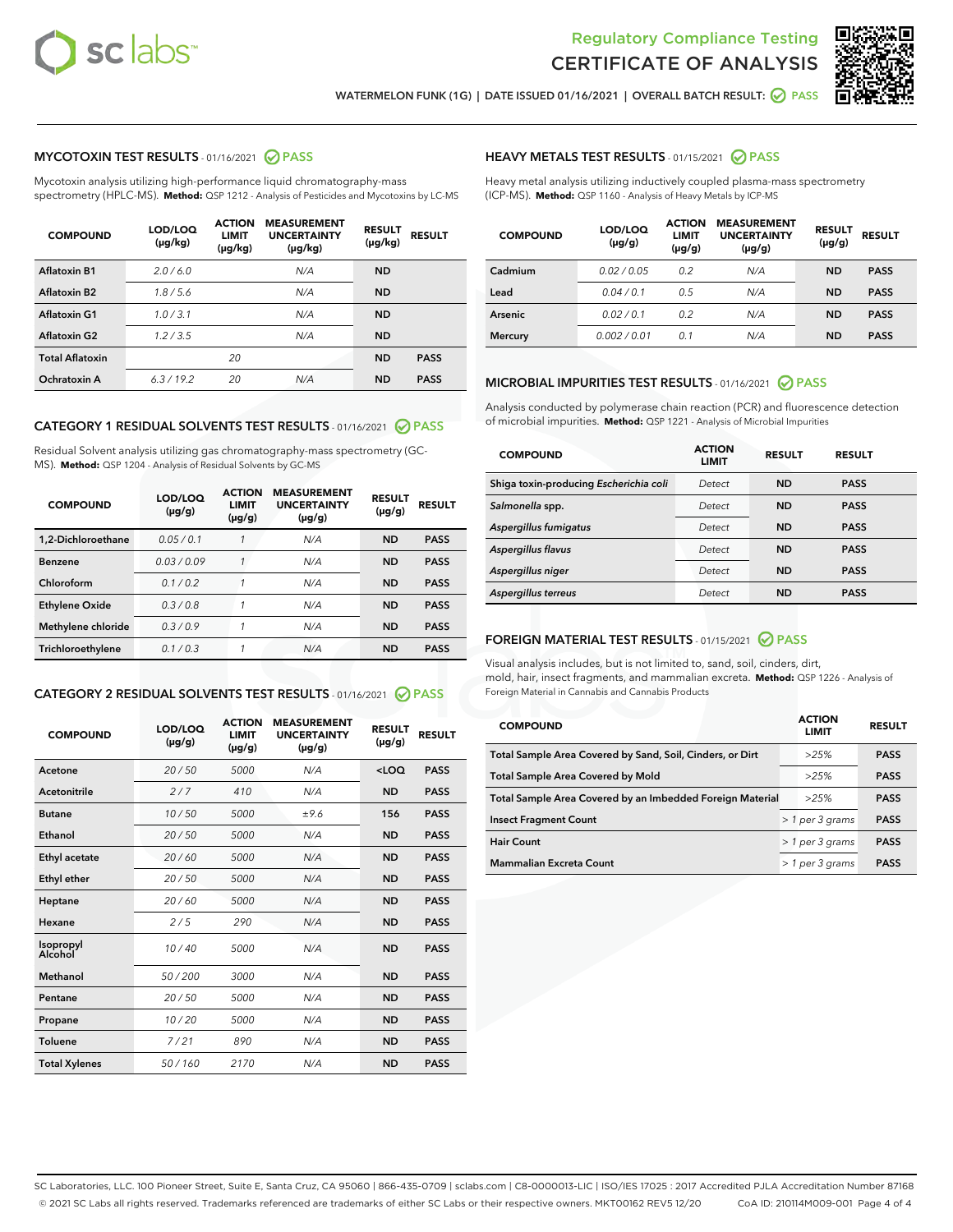Regulatory Compliance Testing

# CERTIFICATE OF ANALYSIS

WATERMELON FUNK (1G) | DATE ISSUED 01/16/2021 | OVERALL BATCH RESULT: PASS

## MYCOTOXIN TEST RESULTS - 01/16/2021 PASS

Mycotoxin analysis utilizing high-performance liquid chromatography-mass spectrometry (HPLC-MS). **Method:** QSP 1212 - Analysis of Pesticides and Mycotoxins by LC-MS

| COMPOUND | LOD/LOQ (µg/kg) | ACTION LIMIT (µg/kg) | MEASUREMENT UNCERTAINTY (µg/kg) | RESULT (µg/kg) | RESULT |
|---|---|---|---|---|---|
| Aflatoxin B1 | 2.0 / 6.0 | | N/A | ND | |
| Aflatoxin B2 | 1.8 / 5.6 | | N/A | ND | |
| Aflatoxin G1 | 1.0 / 3.1 | | N/A | ND | |
| Aflatoxin G2 | 1.2 / 3.5 | | N/A | ND | |
| Total Aflatoxin | | 20 | | ND | PASS |
| Ochratoxin A | 6.3 / 19.2 | 20 | N/A | ND | PASS |

## CATEGORY 1 RESIDUAL SOLVENTS TEST RESULTS - 01/16/2021 PASS

Residual Solvent analysis utilizing gas chromatography-mass spectrometry (GC-MS). **Method:** QSP 1204 - Analysis of Residual Solvents by GC-MS

| COMPOUND | LOD/LOQ (µg/g) | ACTION LIMIT (µg/g) | MEASUREMENT UNCERTAINTY (µg/g) | RESULT (µg/g) | RESULT |
|---|---|---|---|---|---|
| 1,2-Dichloroethane | 0.05 / 0.1 | 1 | N/A | ND | PASS |
| Benzene | 0.03 / 0.09 | 1 | N/A | ND | PASS |
| Chloroform | 0.1 / 0.2 | 1 | N/A | ND | PASS |
| Ethylene Oxide | 0.3 / 0.8 | 1 | N/A | ND | PASS |
| Methylene chloride | 0.3 / 0.9 | 1 | N/A | ND | PASS |
| Trichloroethylene | 0.1 / 0.3 | 1 | N/A | ND | PASS |

## CATEGORY 2 RESIDUAL SOLVENTS TEST RESULTS - 01/16/2021 PASS

| COMPOUND | LOD/LOQ (µg/g) | ACTION LIMIT (µg/g) | MEASUREMENT UNCERTAINTY (µg/g) | RESULT (µg/g) | RESULT |
|---|---|---|---|---|---|
| Acetone | 20 / 50 | 5000 | N/A | <LOQ | PASS |
| Acetonitrile | 2 / 7 | 410 | N/A | ND | PASS |
| Butane | 10 / 50 | 5000 | ±9.6 | 156 | PASS |
| Ethanol | 20 / 50 | 5000 | N/A | ND | PASS |
| Ethyl acetate | 20 / 60 | 5000 | N/A | ND | PASS |
| Ethyl ether | 20 / 50 | 5000 | N/A | ND | PASS |
| Heptane | 20 / 60 | 5000 | N/A | ND | PASS |
| Hexane | 2 / 5 | 290 | N/A | ND | PASS |
| Isopropyl Alcohol | 10 / 40 | 5000 | N/A | ND | PASS |
| Methanol | 50 / 200 | 3000 | N/A | ND | PASS |
| Pentane | 20 / 50 | 5000 | N/A | ND | PASS |
| Propane | 10 / 20 | 5000 | N/A | ND | PASS |
| Toluene | 7 / 21 | 890 | N/A | ND | PASS |
| Total Xylenes | 50 / 160 | 2170 | N/A | ND | PASS |

## HEAVY METALS TEST RESULTS - 01/15/2021 PASS

Heavy metal analysis utilizing inductively coupled plasma-mass spectrometry (ICP-MS). **Method:** QSP 1160 - Analysis of Heavy Metals by ICP-MS

| COMPOUND | LOD/LOQ (µg/g) | ACTION LIMIT (µg/g) | MEASUREMENT UNCERTAINTY (µg/g) | RESULT (µg/g) | RESULT |
|---|---|---|---|---|---|
| Cadmium | 0.02 / 0.05 | 0.2 | N/A | ND | PASS |
| Lead | 0.04 / 0.1 | 0.5 | N/A | ND | PASS |
| Arsenic | 0.02 / 0.1 | 0.2 | N/A | ND | PASS |
| Mercury | 0.002 / 0.01 | 0.1 | N/A | ND | PASS |

## MICROBIAL IMPURITIES TEST RESULTS - 01/16/2021 PASS

Analysis conducted by polymerase chain reaction (PCR) and fluorescence detection of microbial impurities. **Method:** QSP 1221 - Analysis of Microbial Impurities

| COMPOUND | ACTION LIMIT | RESULT | RESULT |
|---|---|---|---|
| Shiga toxin-producing *Escherichia coli* | Detect | ND | PASS |
| *Salmonella* spp. | Detect | ND | PASS |
| *Aspergillus fumigatus* | Detect | ND | PASS |
| *Aspergillus flavus* | Detect | ND | PASS |
| *Aspergillus niger* | Detect | ND | PASS |
| *Aspergillus terreus* | Detect | ND | PASS |

## FOREIGN MATERIAL TEST RESULTS - 01/15/2021 PASS

Visual analysis includes, but is not limited to, sand, soil, cinders, dirt, mold, hair, insect fragments, and mammalian excreta. **Method:** QSP 1226 - Analysis of Foreign Material in Cannabis and Cannabis Products

| COMPOUND | ACTION LIMIT | RESULT |
|---|---|---|
| Total Sample Area Covered by Sand, Soil, Cinders, or Dirt | >25% | PASS |
| Total Sample Area Covered by Mold | >25% | PASS |
| Total Sample Area Covered by an Imbedded Foreign Material | >25% | PASS |
| Insect Fragment Count | > 1 per 3 grams | PASS |
| Hair Count | > 1 per 3 grams | PASS |
| Mammalian Excreta Count | > 1 per 3 grams | PASS |

SC Laboratories, LLC. 100 Pioneer Street, Suite E, Santa Cruz, CA 95060 | 866-435-0709 | sclabs.com | C8-0000013-LIC | ISO/IES 17025 : 2017 Accredited PJLA Accreditation Number 87168
© 2021 SC Labs all rights reserved. Trademarks referenced are trademarks of either SC Labs or their respective owners. MKT00162 REV5 12/20 CoA ID: 210114M009-001